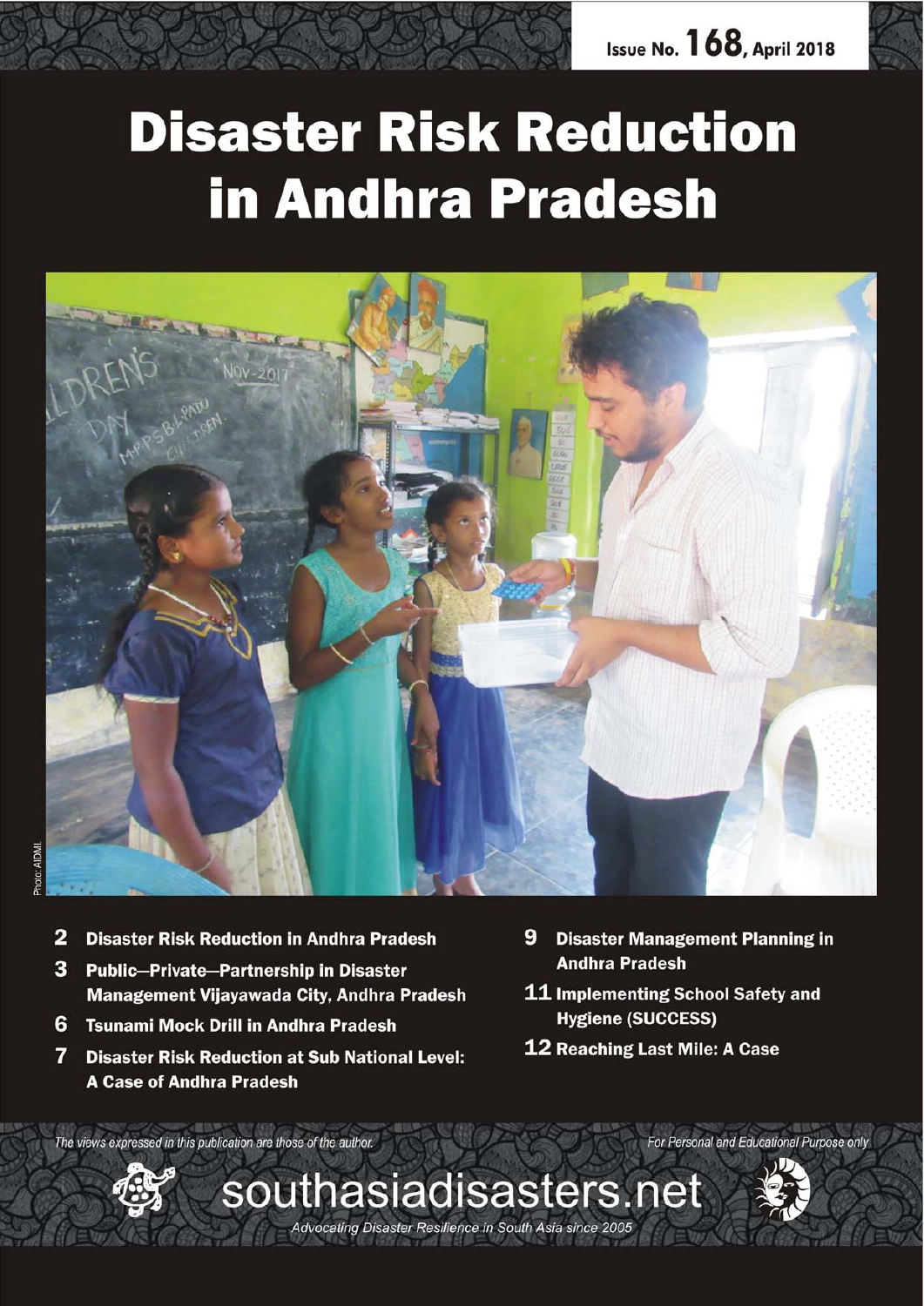Issue No. 168, April 2018

# Disaster Risk Reduction in Andhra Pradesh

Photo: AIDMI.

- 2 Disaster Risk Reduction in Andhra Pradesh
- 3 Public–Private–Partnership in Disaster Management Vijayawada City, Andhra Pradesh
- 6 Tsunami Mock Drill in Andhra Pradesh
- 7 Disaster Risk Reduction at Sub National Level: A Case of Andhra Pradesh
- 9 Disaster Management Planning in Andhra Pradesh
- 11 Implementing School Safety and Hygiene (SUCCESS)
- 12 Reaching Last Mile: A Case

*The views expressed in this publication are those of the author.*

*For Personal and Educational Purpose only*

southasiadisasters.net

*Advocating Disaster Resilience in South Asia since 2005*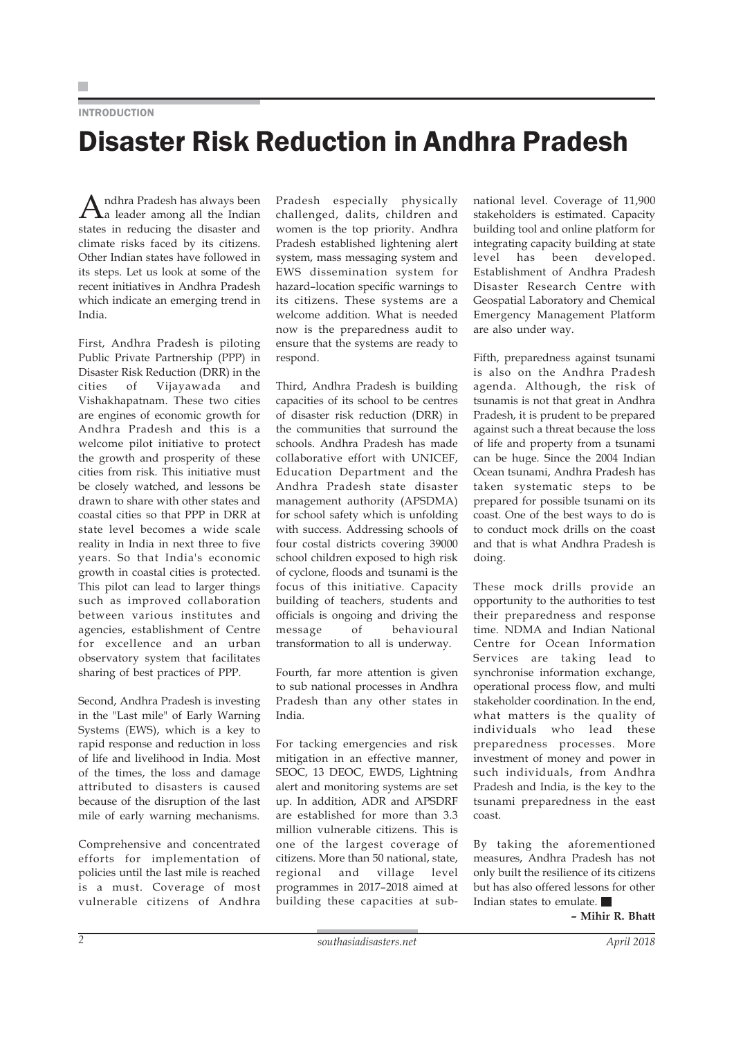INTRODUCTION

# Disaster Risk Reduction in Andhra Pradesh

Andhra Pradesh has always been a leader among all the Indian states in reducing the disaster and climate risks faced by its citizens. Other Indian states have followed in its steps. Let us look at some of the recent initiatives in Andhra Pradesh which indicate an emerging trend in India.

First, Andhra Pradesh is piloting Public Private Partnership (PPP) in Disaster Risk Reduction (DRR) in the cities of Vijayawada and Vishakhapatnam. These two cities are engines of economic growth for Andhra Pradesh and this is a welcome pilot initiative to protect the growth and prosperity of these cities from risk. This initiative must be closely watched, and lessons be drawn to share with other states and coastal cities so that PPP in DRR at state level becomes a wide scale reality in India in next three to five years. So that India's economic growth in coastal cities is protected. This pilot can lead to larger things such as improved collaboration between various institutes and agencies, establishment of Centre for excellence and an urban observatory system that facilitates sharing of best practices of PPP.

Second, Andhra Pradesh is investing in the "Last mile" of Early Warning Systems (EWS), which is a key to rapid response and reduction in loss of life and livelihood in India. Most of the times, the loss and damage attributed to disasters is caused because of the disruption of the last mile of early warning mechanisms.

Comprehensive and concentrated efforts for implementation of policies until the last mile is reached is a must. Coverage of most vulnerable citizens of Andhra Pradesh especially physically challenged, dalits, children and women is the top priority. Andhra Pradesh established lightening alert system, mass messaging system and EWS dissemination system for hazard–location specific warnings to its citizens. These systems are a welcome addition. What is needed now is the preparedness audit to ensure that the systems are ready to respond.

Third, Andhra Pradesh is building capacities of its school to be centres of disaster risk reduction (DRR) in the communities that surround the schools. Andhra Pradesh has made collaborative effort with UNICEF, Education Department and the Andhra Pradesh state disaster management authority (APSDMA) for school safety which is unfolding with success. Addressing schools of four costal districts covering 39000 school children exposed to high risk of cyclone, floods and tsunami is the focus of this initiative. Capacity building of teachers, students and officials is ongoing and driving the message of behavioural transformation to all is underway.

Fourth, far more attention is given to sub national processes in Andhra Pradesh than any other states in India.

For tacking emergencies and risk mitigation in an effective manner, SEOC, 13 DEOC, EWDS, Lightning alert and monitoring systems are set up. In addition, ADR and APSDRF are established for more than 3.3 million vulnerable citizens. This is one of the largest coverage of citizens. More than 50 national, state, regional and village level programmes in 2017–2018 aimed at building these capacities at sub-national level. Coverage of 11,900 stakeholders is estimated. Capacity building tool and online platform for integrating capacity building at state level has been developed. Establishment of Andhra Pradesh Disaster Research Centre with Geospatial Laboratory and Chemical Emergency Management Platform are also under way.

Fifth, preparedness against tsunami is also on the Andhra Pradesh agenda. Although, the risk of tsunamis is not that great in Andhra Pradesh, it is prudent to be prepared against such a threat because the loss of life and property from a tsunami can be huge. Since the 2004 Indian Ocean tsunami, Andhra Pradesh has taken systematic steps to be prepared for possible tsunami on its coast. One of the best ways to do is to conduct mock drills on the coast and that is what Andhra Pradesh is doing.

These mock drills provide an opportunity to the authorities to test their preparedness and response time. NDMA and Indian National Centre for Ocean Information Services are taking lead to synchronise information exchange, operational process flow, and multi stakeholder coordination. In the end, what matters is the quality of individuals who lead these preparedness processes. More investment of money and power in such individuals, from Andhra Pradesh and India, is the key to the tsunami preparedness in the east coast.

By taking the aforementioned measures, Andhra Pradesh has not only built the resilience of its citizens but has also offered lessons for other Indian states to emulate. ■

**– Mihir R. Bhatt**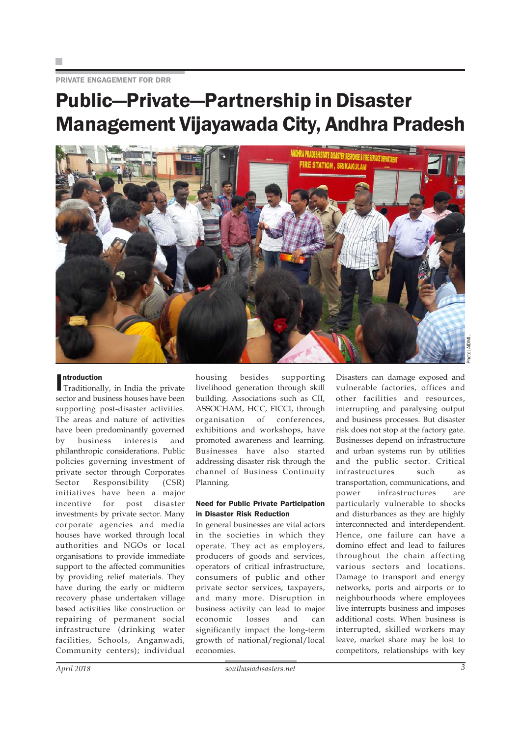PRIVATE ENGAGEMENT FOR DRR

# Public—Private—Partnership in Disaster Management Vijayawada City, Andhra Pradesh

Photo: AIDMI.

## Introduction

Traditionally, in India the private sector and business houses have been supporting post-disaster activities. The areas and nature of activities have been predominantly governed by business interests and philanthropic considerations. Public policies governing investment of private sector through Corporates Sector Responsibility (CSR) initiatives have been a major incentive for post disaster investments by private sector. Many corporate agencies and media houses have worked through local authorities and NGOs or local organisations to provide immediate support to the affected communities by providing relief materials. They have during the early or midterm recovery phase undertaken village based activities like construction or repairing of permanent social infrastructure (drinking water facilities, Schools, Anganwadi, Community centers); individual housing besides supporting livelihood generation through skill building. Associations such as CII, ASSOCHAM, HCC, FICCI, through organisation of conferences, exhibitions and workshops, have promoted awareness and learning. Businesses have also started addressing disaster risk through the channel of Business Continuity Planning.

## Need for Public Private Participation in Disaster Risk Reduction

In general businesses are vital actors in the societies in which they operate. They act as employers, producers of goods and services, operators of critical infrastructure, consumers of public and other private sector services, taxpayers, and many more. Disruption in business activity can lead to major economic losses and can significantly impact the long-term growth of national/regional/local economies.

Disasters can damage exposed and vulnerable factories, offices and other facilities and resources, interrupting and paralysing output and business processes. But disaster risk does not stop at the factory gate. Businesses depend on infrastructure and urban systems run by utilities and the public sector. Critical infrastructures such as transportation, communications, and power infrastructures are particularly vulnerable to shocks and disturbances as they are highly interconnected and interdependent. Hence, one failure can have a domino effect and lead to failures throughout the chain affecting various sectors and locations. Damage to transport and energy networks, ports and airports or to neighbourhoods where employees live interrupts business and imposes additional costs. When business is interrupted, skilled workers may leave, market share may be lost to competitors, relationships with key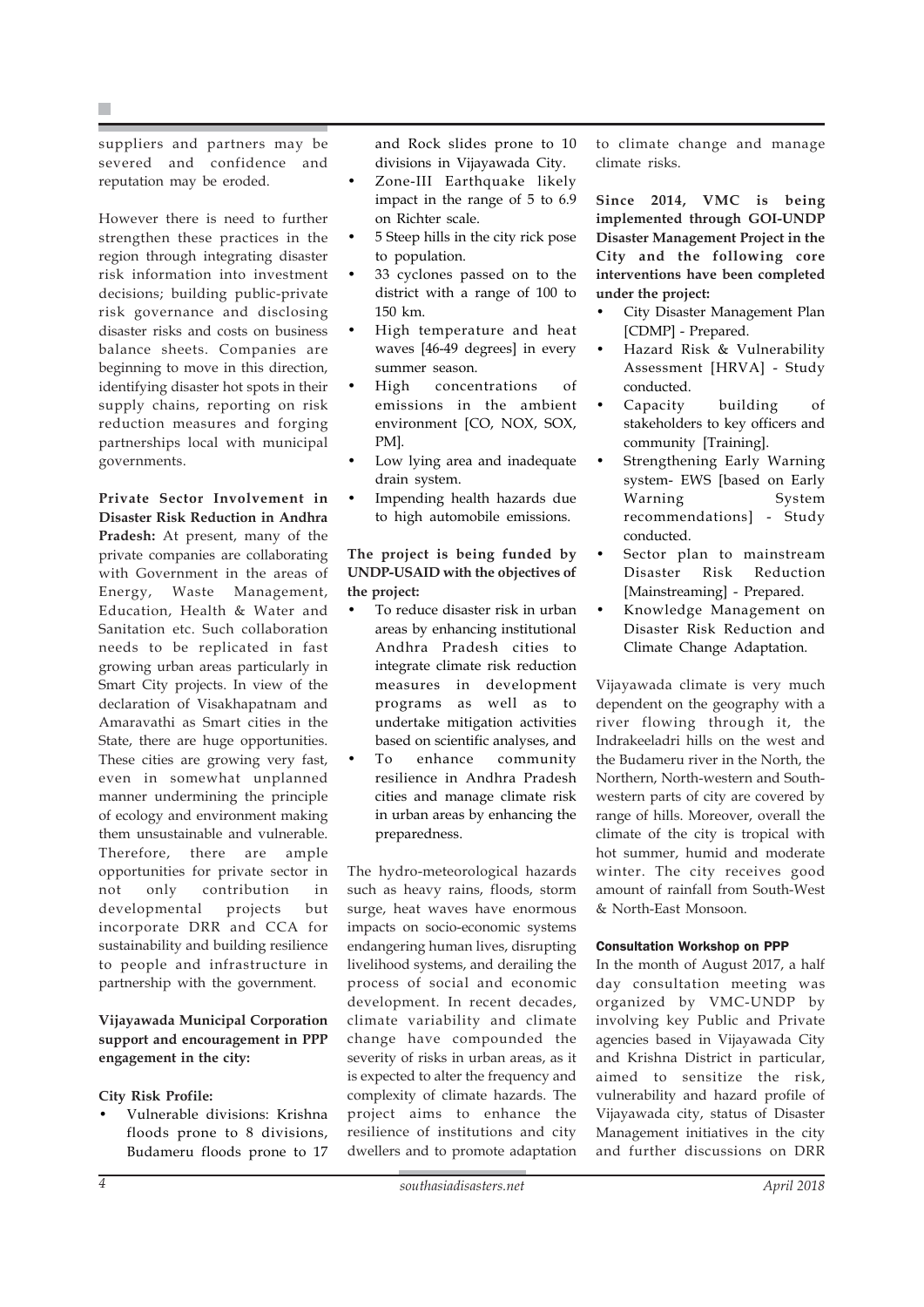suppliers and partners may be severed and confidence and reputation may be eroded.

However there is need to further strengthen these practices in the region through integrating disaster risk information into investment decisions; building public-private risk governance and disclosing disaster risks and costs on business balance sheets. Companies are beginning to move in this direction, identifying disaster hot spots in their supply chains, reporting on risk reduction measures and forging partnerships local with municipal governments.

**Private Sector Involvement in Disaster Risk Reduction in Andhra Pradesh:** At present, many of the private companies are collaborating with Government in the areas of Energy, Waste Management, Education, Health & Water and Sanitation etc. Such collaboration needs to be replicated in fast growing urban areas particularly in Smart City projects. In view of the declaration of Visakhapatnam and Amaravathi as Smart cities in the State, there are huge opportunities. These cities are growing very fast, even in somewhat unplanned manner undermining the principle of ecology and environment making them unsustainable and vulnerable. Therefore, there are ample opportunities for private sector in not only contribution in developmental projects but incorporate DRR and CCA for sustainability and building resilience to people and infrastructure in partnership with the government.

**Vijayawada Municipal Corporation support and encouragement in PPP engagement in the city:**

**City Risk Profile:**

- Vulnerable divisions: Krishna floods prone to 8 divisions, Budameru floods prone to 17 and Rock slides prone to 10 divisions in Vijayawada City.
- Zone-III Earthquake likely impact in the range of 5 to 6.9 on Richter scale.
- 5 Steep hills in the city rick pose to population.
- 33 cyclones passed on to the district with a range of 100 to 150 km.
- High temperature and heat waves [46-49 degrees] in every summer season.
- High concentrations of emissions in the ambient environment [CO, NOX, SOX, PM].
- Low lying area and inadequate drain system.
- Impending health hazards due to high automobile emissions.

**The project is being funded by UNDP-USAID with the objectives of the project:**

- To reduce disaster risk in urban areas by enhancing institutional Andhra Pradesh cities to integrate climate risk reduction measures in development programs as well as to undertake mitigation activities based on scientific analyses, and
- To enhance community resilience in Andhra Pradesh cities and manage climate risk in urban areas by enhancing the preparedness.

The hydro-meteorological hazards such as heavy rains, floods, storm surge, heat waves have enormous impacts on socio-economic systems endangering human lives, disrupting livelihood systems, and derailing the process of social and economic development. In recent decades, climate variability and climate change have compounded the severity of risks in urban areas, as it is expected to alter the frequency and complexity of climate hazards. The project aims to enhance the resilience of institutions and city dwellers and to promote adaptation to climate change and manage climate risks.

**Since 2014, VMC is being implemented through GOI-UNDP Disaster Management Project in the City and the following core interventions have been completed under the project:**

- City Disaster Management Plan [CDMP] - Prepared.
- Hazard Risk & Vulnerability Assessment [HRVA] - Study conducted.
- Capacity building of stakeholders to key officers and community [Training].
- Strengthening Early Warning system- EWS [based on Early Warning System recommendations] - Study conducted.
- Sector plan to mainstream Disaster Risk Reduction [Mainstreaming] - Prepared.
- Knowledge Management on Disaster Risk Reduction and Climate Change Adaptation.

Vijayawada climate is very much dependent on the geography with a river flowing through it, the Indrakeeladri hills on the west and the Budameru river in the North, the Northern, North-western and South-western parts of city are covered by range of hills. Moreover, overall the climate of the city is tropical with hot summer, humid and moderate winter. The city receives good amount of rainfall from South-West & North-East Monsoon.

#### Consultation Workshop on PPP

In the month of August 2017, a half day consultation meeting was organized by VMC-UNDP by involving key Public and Private agencies based in Vijayawada City and Krishna District in particular, aimed to sensitize the risk, vulnerability and hazard profile of Vijayawada city, status of Disaster Management initiatives in the city and further discussions on DRR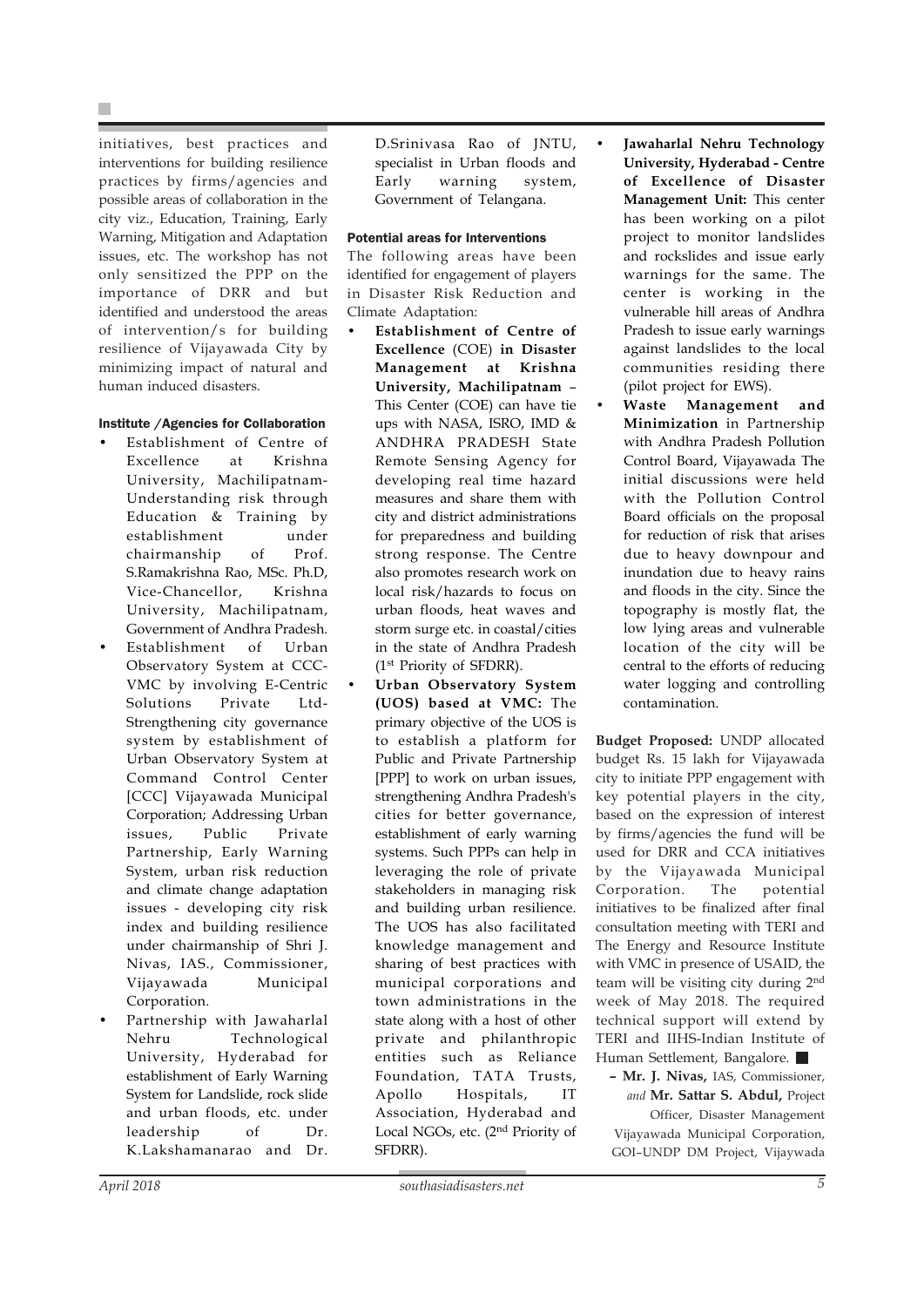initiatives, best practices and interventions for building resilience practices by firms/agencies and possible areas of collaboration in the city viz., Education, Training, Early Warning, Mitigation and Adaptation issues, etc. The workshop has not only sensitized the PPP on the importance of DRR and but identified and understood the areas of intervention/s for building resilience of Vijayawada City by minimizing impact of natural and human induced disasters.

#### Institute /Agencies for Collaboration

- Establishment of Centre of Excellence at Krishna University, Machilipatnam- Understanding risk through Education & Training by establishment under chairmanship of Prof. S.Ramakrishna Rao, MSc. Ph.D, Vice-Chancellor, Krishna University, Machilipatnam, Government of Andhra Pradesh.
- Establishment of Urban Observatory System at CCC-VMC by involving E-Centric Solutions Private Ltd- Strengthening city governance system by establishment of Urban Observatory System at Command Control Center [CCC] Vijayawada Municipal Corporation; Addressing Urban issues, Public Private Partnership, Early Warning System, urban risk reduction and climate change adaptation issues - developing city risk index and building resilience under chairmanship of Shri J. Nivas, IAS., Commissioner, Vijayawada Municipal Corporation.
- Partnership with Jawaharlal Nehru Technological University, Hyderabad for establishment of Early Warning System for Landslide, rock slide and urban floods, etc. under leadership of Dr. K.Lakshamanarao and Dr. D.Srinivasa Rao of JNTU, specialist in Urban floods and Early warning system, Government of Telangana.

#### Potential areas for Interventions

The following areas have been identified for engagement of players in Disaster Risk Reduction and Climate Adaptation:

- **Establishment of Centre of Excellence** (COE) **in Disaster Management at Krishna University, Machilipatnam** – This Center (COE) can have tie ups with NASA, ISRO, IMD & ANDHRA PRADESH State Remote Sensing Agency for developing real time hazard measures and share them with city and district administrations for preparedness and building strong response. The Centre also promotes research work on local risk/hazards to focus on urban floods, heat waves and storm surge etc. in coastal/cities in the state of Andhra Pradesh (1st Priority of SFDRR).
- **Urban Observatory System (UOS) based at VMC:** The primary objective of the UOS is to establish a platform for Public and Private Partnership [PPP] to work on urban issues, strengthening Andhra Pradesh's cities for better governance, establishment of early warning systems. Such PPPs can help in leveraging the role of private stakeholders in managing risk and building urban resilience. The UOS has also facilitated knowledge management and sharing of best practices with municipal corporations and town administrations in the state along with a host of other private and philanthropic entities such as Reliance Foundation, TATA Trusts, Apollo Hospitals, IT Association, Hyderabad and Local NGOs, etc. (2nd Priority of SFDRR).
- **Jawaharlal Nehru Technology University, Hyderabad - Centre of Excellence of Disaster Management Unit:** This center has been working on a pilot project to monitor landslides and rockslides and issue early warnings for the same. The center is working in the vulnerable hill areas of Andhra Pradesh to issue early warnings against landslides to the local communities residing there (pilot project for EWS).
- **Waste Management and Minimization** in Partnership with Andhra Pradesh Pollution Control Board, Vijayawada The initial discussions were held with the Pollution Control Board officials on the proposal for reduction of risk that arises due to heavy downpour and inundation due to heavy rains and floods in the city. Since the topography is mostly flat, the low lying areas and vulnerable location of the city will be central to the efforts of reducing water logging and controlling contamination.

**Budget Proposed:** UNDP allocated budget Rs. 15 lakh for Vijayawada city to initiate PPP engagement with key potential players in the city, based on the expression of interest by firms/agencies the fund will be used for DRR and CCA initiatives by the Vijayawada Municipal Corporation. The potential initiatives to be finalized after final consultation meeting with TERI and The Energy and Resource Institute with VMC in presence of USAID, the team will be visiting city during 2nd week of May 2018. The required technical support will extend by TERI and IIHS-Indian Institute of Human Settlement, Bangalore. ■

– **Mr. J. Nivas,** IAS, Commissioner, *and* **Mr. Sattar S. Abdul,** Project Officer, Disaster Management Vijayawada Municipal Corporation, GOI–UNDP DM Project, Vijaywada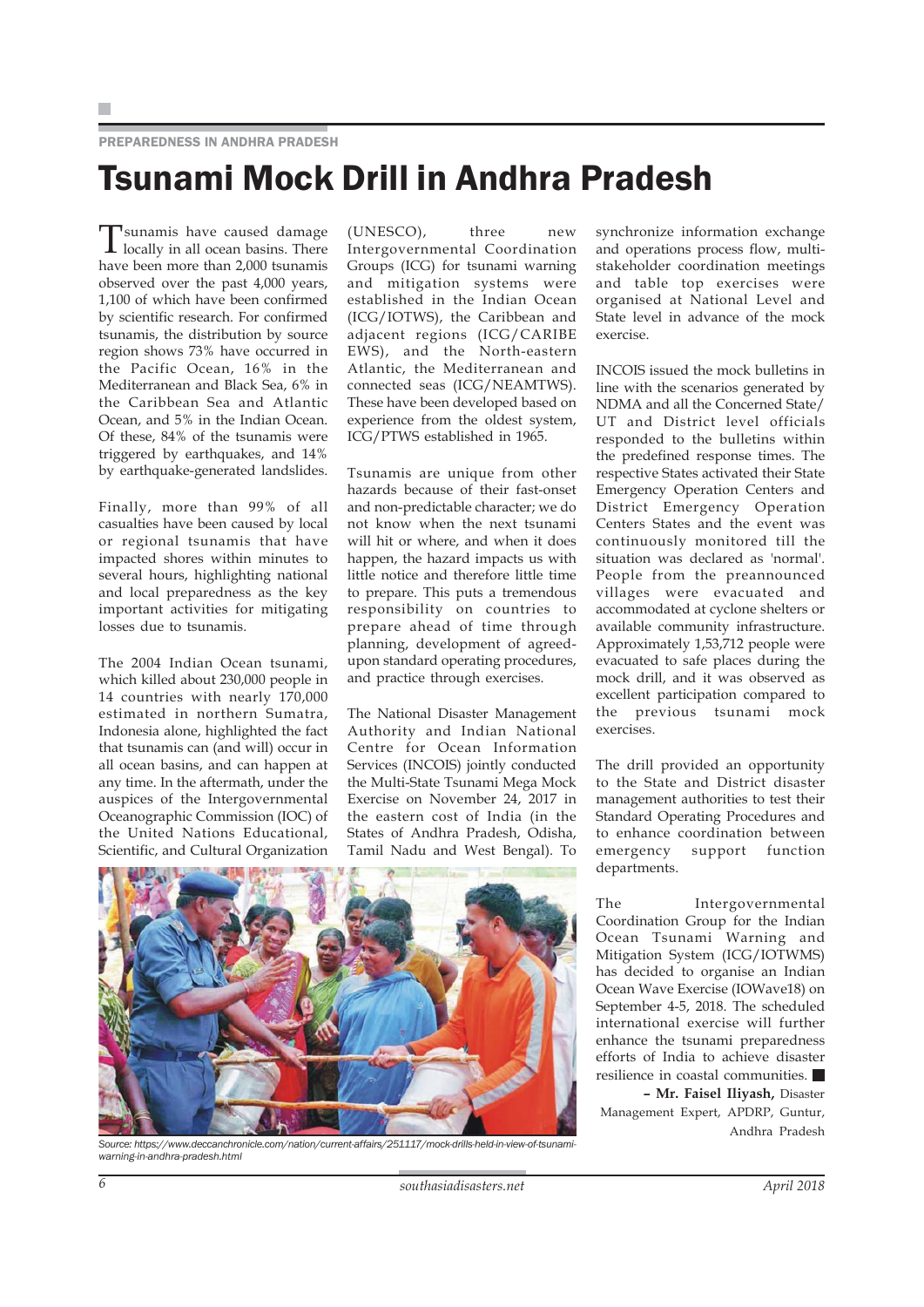PREPAREDNESS IN ANDHRA PRADESH

# Tsunami Mock Drill in Andhra Pradesh

Tsunamis have caused damage locally in all ocean basins. There have been more than 2,000 tsunamis observed over the past 4,000 years, 1,100 of which have been confirmed by scientific research. For confirmed tsunamis, the distribution by source region shows 73% have occurred in the Pacific Ocean, 16% in the Mediterranean and Black Sea, 6% in the Caribbean Sea and Atlantic Ocean, and 5% in the Indian Ocean. Of these, 84% of the tsunamis were triggered by earthquakes, and 14% by earthquake-generated landslides.

Finally, more than 99% of all casualties have been caused by local or regional tsunamis that have impacted shores within minutes to several hours, highlighting national and local preparedness as the key important activities for mitigating losses due to tsunamis.

The 2004 Indian Ocean tsunami, which killed about 230,000 people in 14 countries with nearly 170,000 estimated in northern Sumatra, Indonesia alone, highlighted the fact that tsunamis can (and will) occur in all ocean basins, and can happen at any time. In the aftermath, under the auspices of the Intergovernmental Oceanographic Commission (IOC) of the United Nations Educational, Scientific, and Cultural Organization (UNESCO), three new Intergovernmental Coordination Groups (ICG) for tsunami warning and mitigation systems were established in the Indian Ocean (ICG/IOTWS), the Caribbean and adjacent regions (ICG/CARIBE EWS), and the North-eastern Atlantic, the Mediterranean and connected seas (ICG/NEAMTWS). These have been developed based on experience from the oldest system, ICG/PTWS established in 1965.

Tsunamis are unique from other hazards because of their fast-onset and non-predictable character; we do not know when the next tsunami will hit or where, and when it does happen, the hazard impacts us with little notice and therefore little time to prepare. This puts a tremendous responsibility on countries to prepare ahead of time through planning, development of agreed-upon standard operating procedures, and practice through exercises.

The National Disaster Management Authority and Indian National Centre for Ocean Information Services (INCOIS) jointly conducted the Multi-State Tsunami Mega Mock Exercise on November 24, 2017 in the eastern cost of India (in the States of Andhra Pradesh, Odisha, Tamil Nadu and West Bengal). To synchronize information exchange and operations process flow, multi-stakeholder coordination meetings and table top exercises were organised at National Level and State level in advance of the mock exercise.

INCOIS issued the mock bulletins in line with the scenarios generated by NDMA and all the Concerned State/UT and District level officials responded to the bulletins within the predefined response times. The respective States activated their State Emergency Operation Centers and District Emergency Operation Centers States and the event was continuously monitored till the situation was declared as 'normal'. People from the preannounced villages were evacuated and accommodated at cyclone shelters or available community infrastructure. Approximately 1,53,712 people were evacuated to safe places during the mock drill, and it was observed as excellent participation compared to the previous tsunami mock exercises.

The drill provided an opportunity to the State and District disaster management authorities to test their Standard Operating Procedures and to enhance coordination between emergency support function departments.

The Intergovernmental Coordination Group for the Indian Ocean Tsunami Warning and Mitigation System (ICG/IOTWMS) has decided to organise an Indian Ocean Wave Exercise (IOWave18) on September 4-5, 2018. The scheduled international exercise will further enhance the tsunami preparedness efforts of India to achieve disaster resilience in coastal communities. ■

**– Mr. Faisel Iliyash,** Disaster Management Expert, APDRP, Guntur, Andhra Pradesh

*Source: https://www.deccanchronicle.com/nation/current-affairs/251117/mock-drills-held-in-view-of-tsunami-warning-in-andhra-pradesh.html*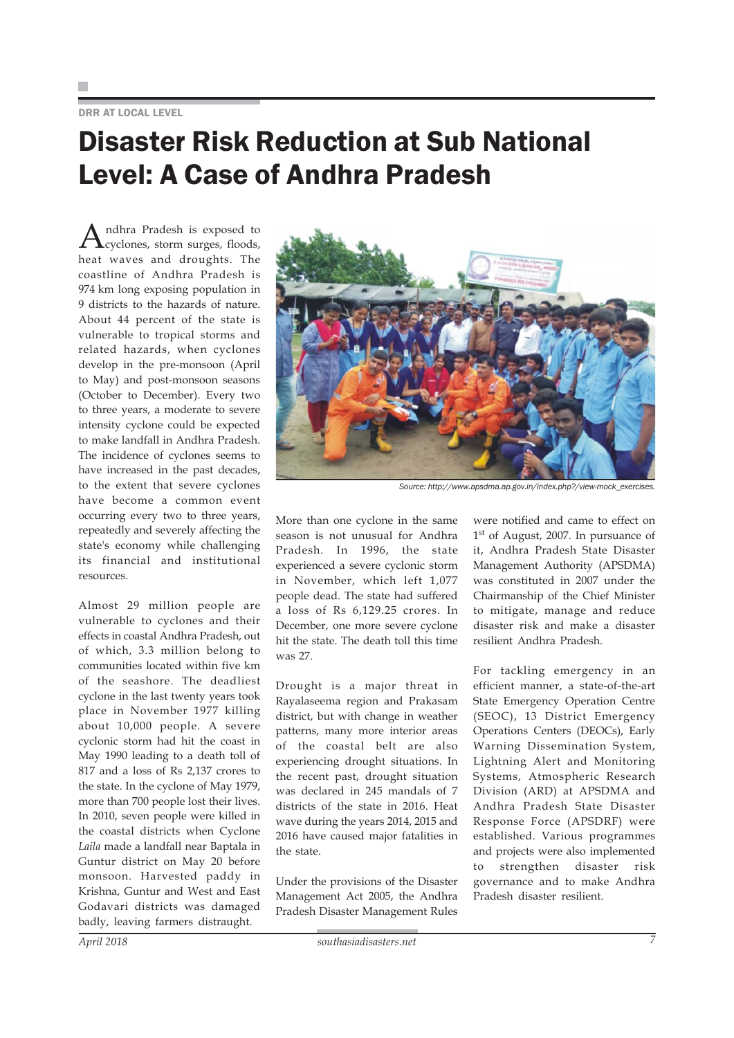DRR AT LOCAL LEVEL

# Disaster Risk Reduction at Sub National Level: A Case of Andhra Pradesh

Andhra Pradesh is exposed to cyclones, storm surges, floods, heat waves and droughts. The coastline of Andhra Pradesh is 974 km long exposing population in 9 districts to the hazards of nature. About 44 percent of the state is vulnerable to tropical storms and related hazards, when cyclones develop in the pre-monsoon (April to May) and post-monsoon seasons (October to December). Every two to three years, a moderate to severe intensity cyclone could be expected to make landfall in Andhra Pradesh. The incidence of cyclones seems to have increased in the past decades, to the extent that severe cyclones have become a common event occurring every two to three years, repeatedly and severely affecting the state's economy while challenging its financial and institutional resources.

Almost 29 million people are vulnerable to cyclones and their effects in coastal Andhra Pradesh, out of which, 3.3 million belong to communities located within five km of the seashore. The deadliest cyclone in the last twenty years took place in November 1977 killing about 10,000 people. A severe cyclonic storm had hit the coast in May 1990 leading to a death toll of 817 and a loss of Rs 2,137 crores to the state. In the cyclone of May 1979, more than 700 people lost their lives. In 2010, seven people were killed in the coastal districts when Cyclone *Laila* made a landfall near Baptala in Guntur district on May 20 before monsoon. Harvested paddy in Krishna, Guntur and West and East Godavari districts was damaged badly, leaving farmers distraught.

Source: http://www.apsdma.ap.gov.in/index.php?/view-mock_exercises.

More than one cyclone in the same season is not unusual for Andhra Pradesh. In 1996, the state experienced a severe cyclonic storm in November, which left 1,077 people dead. The state had suffered a loss of Rs 6,129.25 crores. In December, one more severe cyclone hit the state. The death toll this time was 27.

Drought is a major threat in Rayalaseema region and Prakasam district, but with change in weather patterns, many more interior areas of the coastal belt are also experiencing drought situations. In the recent past, drought situation was declared in 245 mandals of 7 districts of the state in 2016. Heat wave during the years 2014, 2015 and 2016 have caused major fatalities in the state.

Under the provisions of the Disaster Management Act 2005, the Andhra Pradesh Disaster Management Rules were notified and came to effect on 1st of August, 2007. In pursuance of it, Andhra Pradesh State Disaster Management Authority (APSDMA) was constituted in 2007 under the Chairmanship of the Chief Minister to mitigate, manage and reduce disaster risk and make a disaster resilient Andhra Pradesh.

For tackling emergency in an efficient manner, a state-of-the-art State Emergency Operation Centre (SEOC), 13 District Emergency Operations Centers (DEOCs), Early Warning Dissemination System, Lightning Alert and Monitoring Systems, Atmospheric Research Division (ARD) at APSDMA and Andhra Pradesh State Disaster Response Force (APSDRF) were established. Various programmes and projects were also implemented to strengthen disaster risk governance and to make Andhra Pradesh disaster resilient.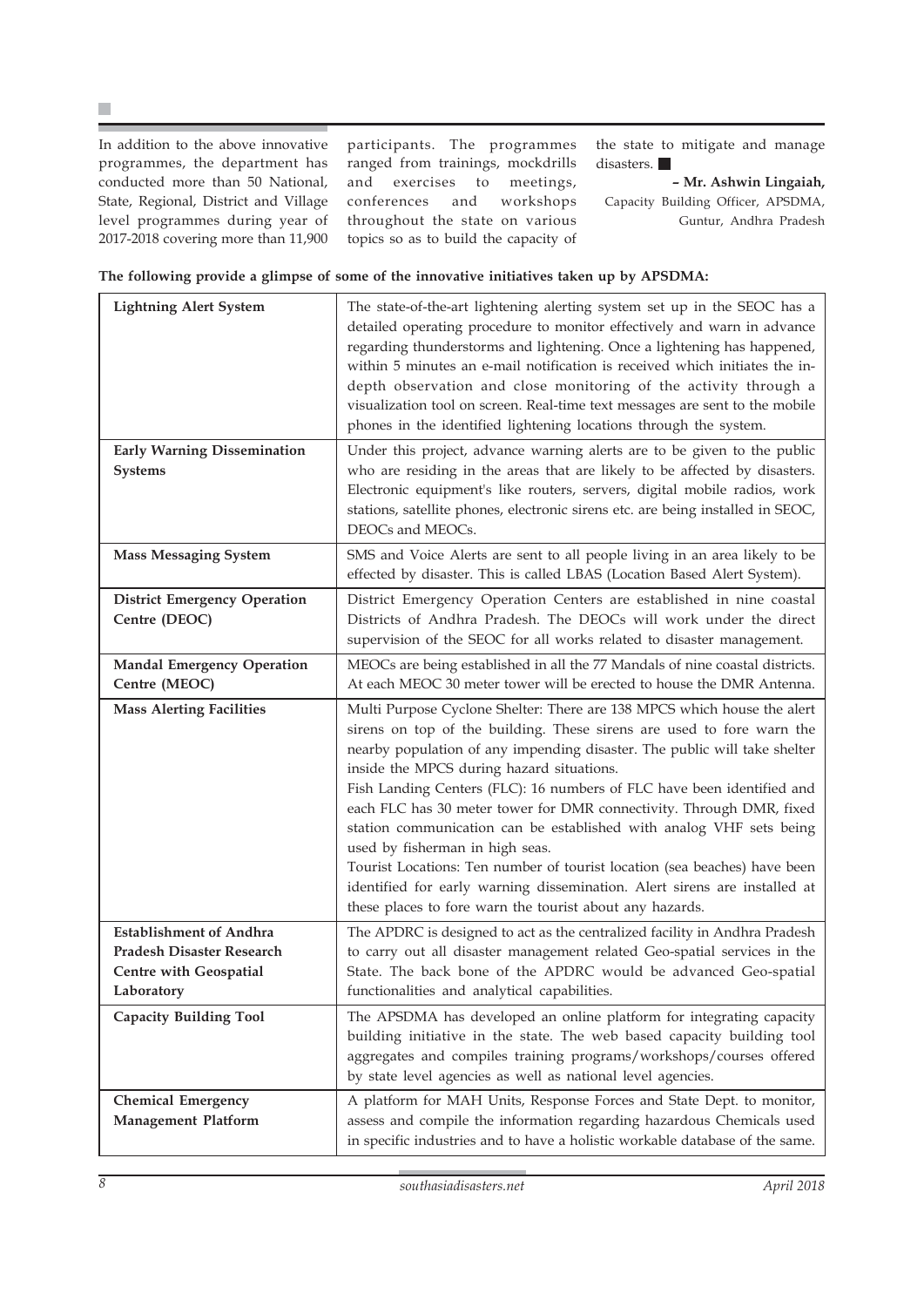In addition to the above innovative programmes, the department has conducted more than 50 National, State, Regional, District and Village level programmes during year of 2017-2018 covering more than 11,900 participants. The programmes ranged from trainings, mockdrills and exercises to meetings, conferences and workshops throughout the state on various topics so as to build the capacity of the state to mitigate and manage disasters. ■

**– Mr. Ashwin Lingaiah,**
Capacity Building Officer, APSDMA,
Guntur, Andhra Pradesh

**The following provide a glimpse of some of the innovative initiatives taken up by APSDMA:**

| | |
|---|---|
| **Lightning Alert System** | The state-of-the-art lightening alerting system set up in the SEOC has a detailed operating procedure to monitor effectively and warn in advance regarding thunderstorms and lightening. Once a lightening has happened, within 5 minutes an e-mail notification is received which initiates the in-depth observation and close monitoring of the activity through a visualization tool on screen. Real-time text messages are sent to the mobile phones in the identified lightening locations through the system. |
| **Early Warning Dissemination Systems** | Under this project, advance warning alerts are to be given to the public who are residing in the areas that are likely to be affected by disasters. Electronic equipment's like routers, servers, digital mobile radios, work stations, satellite phones, electronic sirens etc. are being installed in SEOC, DEOCs and MEOCs. |
| **Mass Messaging System** | SMS and Voice Alerts are sent to all people living in an area likely to be effected by disaster. This is called LBAS (Location Based Alert System). |
| **District Emergency Operation Centre (DEOC)** | District Emergency Operation Centers are established in nine coastal Districts of Andhra Pradesh. The DEOCs will work under the direct supervision of the SEOC for all works related to disaster management. |
| **Mandal Emergency Operation Centre (MEOC)** | MEOCs are being established in all the 77 Mandals of nine coastal districts. At each MEOC 30 meter tower will be erected to house the DMR Antenna. |
| **Mass Alerting Facilities** | Multi Purpose Cyclone Shelter: There are 138 MPCS which house the alert sirens on top of the building. These sirens are used to fore warn the nearby population of any impending disaster. The public will take shelter inside the MPCS during hazard situations.<br>Fish Landing Centers (FLC): 16 numbers of FLC have been identified and each FLC has 30 meter tower for DMR connectivity. Through DMR, fixed station communication can be established with analog VHF sets being used by fisherman in high seas.<br>Tourist Locations: Ten number of tourist location (sea beaches) have been identified for early warning dissemination. Alert sirens are installed at these places to fore warn the tourist about any hazards. |
| **Establishment of Andhra Pradesh Disaster Research Centre with Geospatial Laboratory** | The APDRC is designed to act as the centralized facility in Andhra Pradesh to carry out all disaster management related Geo-spatial services in the State. The back bone of the APDRC would be advanced Geo-spatial functionalities and analytical capabilities. |
| **Capacity Building Tool** | The APSDMA has developed an online platform for integrating capacity building initiative in the state. The web based capacity building tool aggregates and compiles training programs/workshops/courses offered by state level agencies as well as national level agencies. |
| **Chemical Emergency Management Platform** | A platform for MAH Units, Response Forces and State Dept. to monitor, assess and compile the information regarding hazardous Chemicals used in specific industries and to have a holistic workable database of the same. |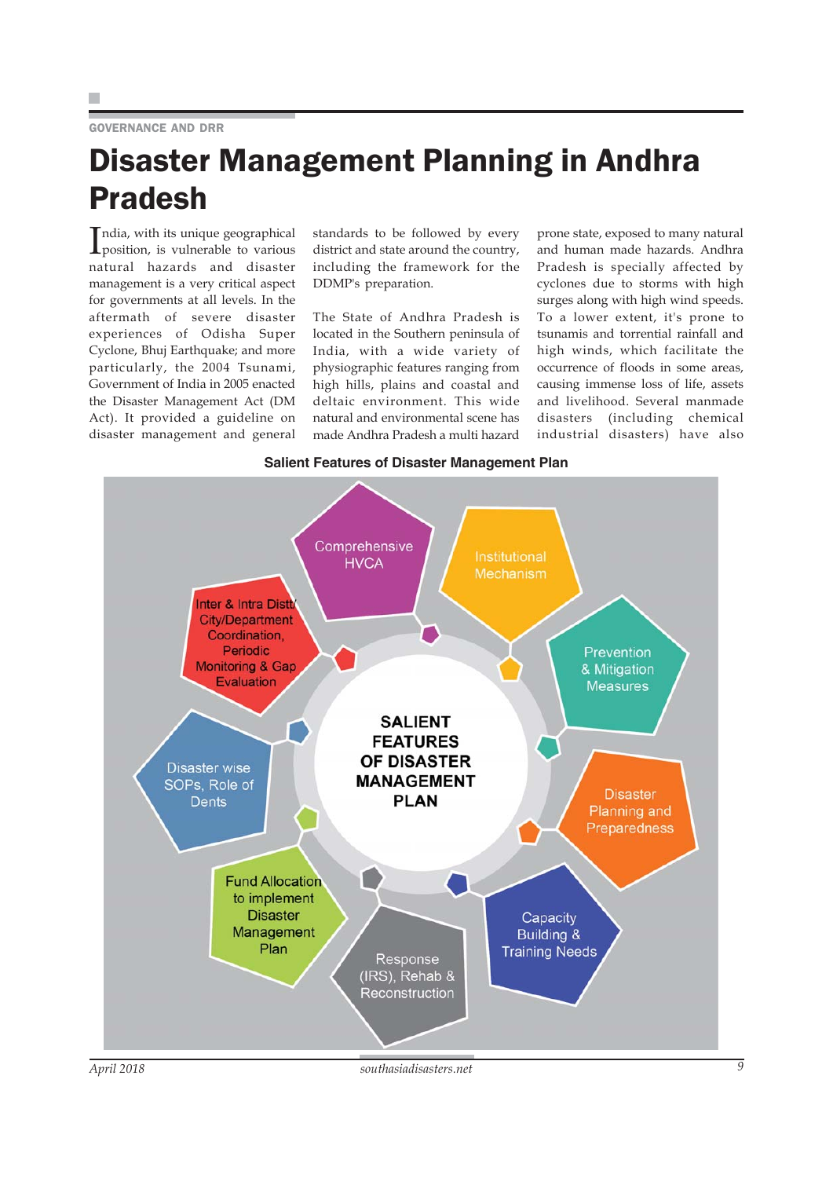GOVERNANCE AND DRR

# Disaster Management Planning in Andhra Pradesh

India, with its unique geographical position, is vulnerable to various natural hazards and disaster management is a very critical aspect for governments at all levels. In the aftermath of severe disaster experiences of Odisha Super Cyclone, Bhuj Earthquake; and more particularly, the 2004 Tsunami, Government of India in 2005 enacted the Disaster Management Act (DM Act). It provided a guideline on disaster management and general standards to be followed by every district and state around the country, including the framework for the DDMP's preparation.

The State of Andhra Pradesh is located in the Southern peninsula of India, with a wide variety of physiographic features ranging from high hills, plains and coastal and deltaic environment. This wide natural and environmental scene has made Andhra Pradesh a multi hazard prone state, exposed to many natural and human made hazards. Andhra Pradesh is specially affected by cyclones due to storms with high surges along with high wind speeds. To a lower extent, it's prone to tsunamis and torrential rainfall and high winds, which facilitate the occurrence of floods in some areas, causing immense loss of life, assets and livelihood. Several manmade disasters (including chemical industrial disasters) have also

**Salient Features of Disaster Management Plan**

SALIENT FEATURES OF DISASTER MANAGEMENT PLAN

- Comprehensive HVCA
- Institutional Mechanism
- Prevention & Mitigation Measures
- Disaster Planning and Preparedness
- Capacity Building & Training Needs
- Response (IRS), Rehab & Reconstruction
- Fund Allocation to implement Disaster Management Plan
- Disaster wise SOPs, Role of Dents
- Inter & Intra Distt/ City/Department Coordination, Periodic Monitoring & Gap Evaluation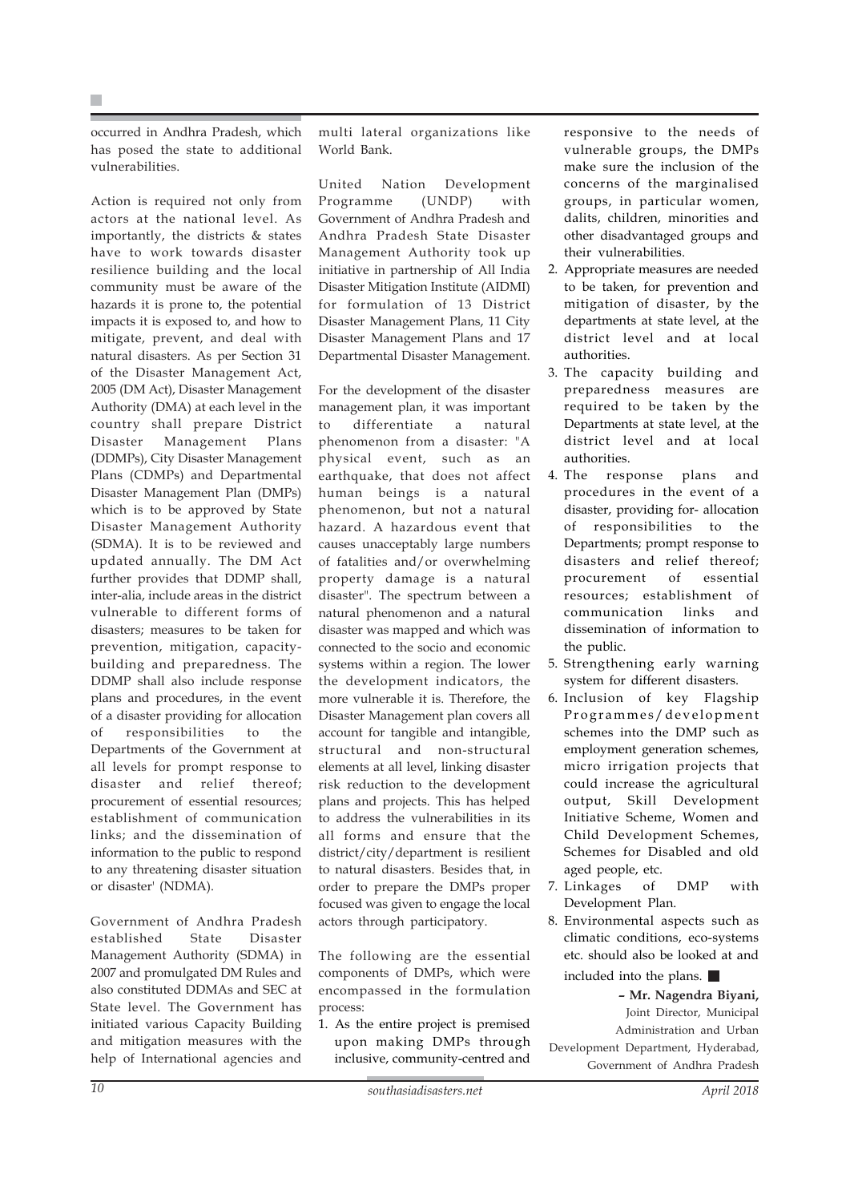occurred in Andhra Pradesh, which has posed the state to additional vulnerabilities.

Action is required not only from actors at the national level. As importantly, the districts & states have to work towards disaster resilience building and the local community must be aware of the hazards it is prone to, the potential impacts it is exposed to, and how to mitigate, prevent, and deal with natural disasters. As per Section 31 of the Disaster Management Act, 2005 (DM Act), Disaster Management Authority (DMA) at each level in the country shall prepare District Disaster Management Plans (DDMPs), City Disaster Management Plans (CDMPs) and Departmental Disaster Management Plan (DMPs) which is to be approved by State Disaster Management Authority (SDMA). It is to be reviewed and updated annually. The DM Act further provides that DDMP shall, inter-alia, include areas in the district vulnerable to different forms of disasters; measures to be taken for prevention, mitigation, capacity-building and preparedness. The DDMP shall also include response plans and procedures, in the event of a disaster providing for allocation of responsibilities to the Departments of the Government at all levels for prompt response to disaster and relief thereof; procurement of essential resources; establishment of communication links; and the dissemination of information to the public to respond to any threatening disaster situation or disaster' (NDMA).

Government of Andhra Pradesh established State Disaster Management Authority (SDMA) in 2007 and promulgated DM Rules and also constituted DDMAs and SEC at State level. The Government has initiated various Capacity Building and mitigation measures with the help of International agencies and multi lateral organizations like World Bank.

United Nation Development Programme (UNDP) with Government of Andhra Pradesh and Andhra Pradesh State Disaster Management Authority took up initiative in partnership of All India Disaster Mitigation Institute (AIDMI) for formulation of 13 District Disaster Management Plans, 11 City Disaster Management Plans and 17 Departmental Disaster Management.

For the development of the disaster management plan, it was important to differentiate a natural phenomenon from a disaster: "A physical event, such as an earthquake, that does not affect human beings is a natural phenomenon, but not a natural hazard. A hazardous event that causes unacceptably large numbers of fatalities and/or overwhelming property damage is a natural disaster". The spectrum between a natural phenomenon and a natural disaster was mapped and which was connected to the socio and economic systems within a region. The lower the development indicators, the more vulnerable it is. Therefore, the Disaster Management plan covers all account for tangible and intangible, structural and non-structural elements at all level, linking disaster risk reduction to the development plans and projects. This has helped to address the vulnerabilities in its all forms and ensure that the district/city/department is resilient to natural disasters. Besides that, in order to prepare the DMPs proper focused was given to engage the local actors through participatory.

The following are the essential components of DMPs, which were encompassed in the formulation process:

1. As the entire project is premised upon making DMPs through inclusive, community-centred and responsive to the needs of vulnerable groups, the DMPs make sure the inclusion of the concerns of the marginalised groups, in particular women, dalits, children, minorities and other disadvantaged groups and their vulnerabilities.
2. Appropriate measures are needed to be taken, for prevention and mitigation of disaster, by the departments at state level, at the district level and at local authorities.
3. The capacity building and preparedness measures are required to be taken by the Departments at state level, at the district level and at local authorities.
4. The response plans and procedures in the event of a disaster, providing for- allocation of responsibilities to the Departments; prompt response to disasters and relief thereof; procurement of essential resources; establishment of communication links and dissemination of information to the public.
5. Strengthening early warning system for different disasters.
6. Inclusion of key Flagship Programmes/development schemes into the DMP such as employment generation schemes, micro irrigation projects that could increase the agricultural output, Skill Development Initiative Scheme, Women and Child Development Schemes, Schemes for Disabled and old aged people, etc.
7. Linkages of DMP with Development Plan.
8. Environmental aspects such as climatic conditions, eco-systems etc. should also be looked at and included into the plans. ■

**– Mr. Nagendra Biyani,**
Joint Director, Municipal Administration and Urban Development Department, Hyderabad, Government of Andhra Pradesh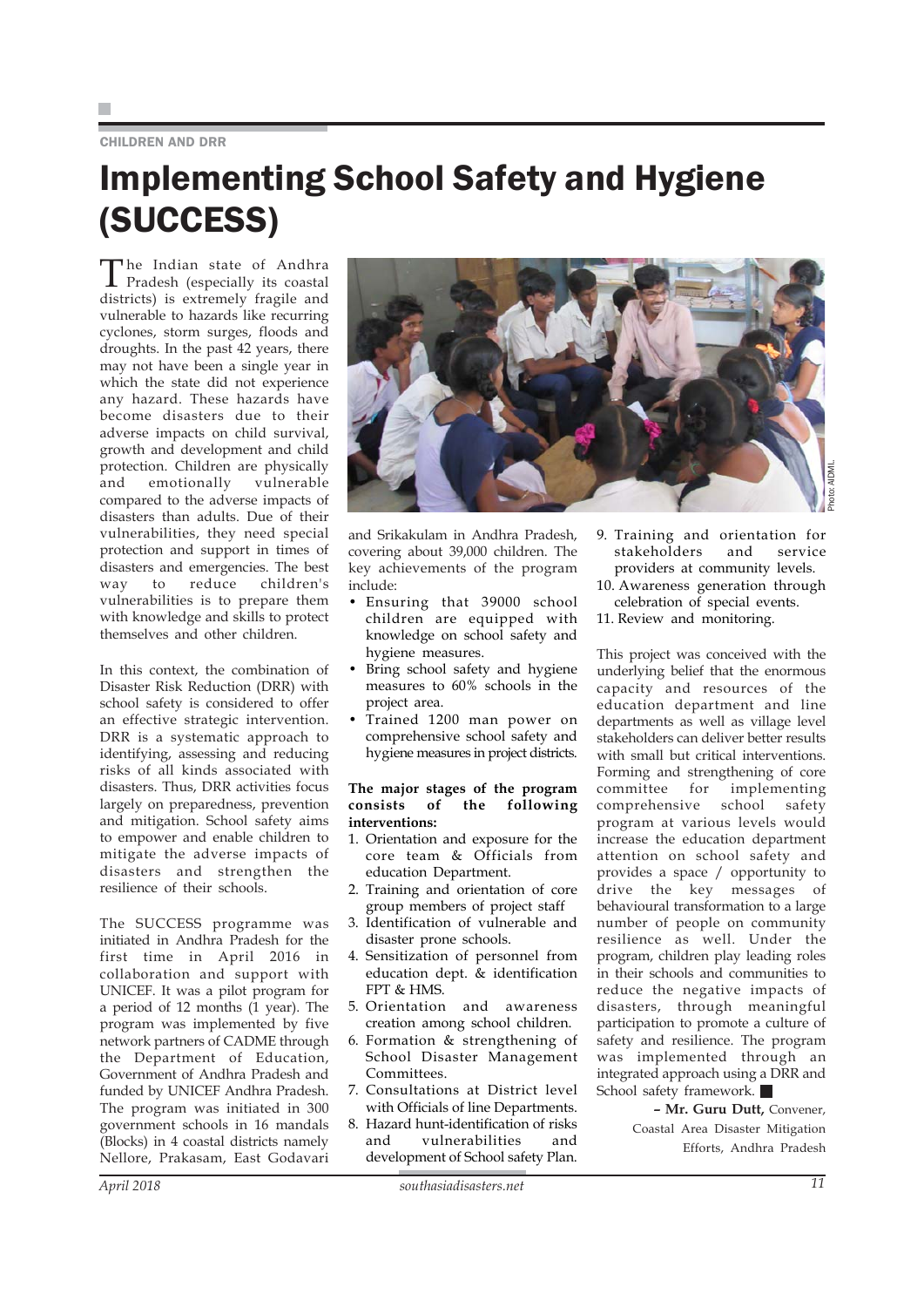CHILDREN AND DRR

# Implementing School Safety and Hygiene (SUCCESS)

The Indian state of Andhra Pradesh (especially its coastal districts) is extremely fragile and vulnerable to hazards like recurring cyclones, storm surges, floods and droughts. In the past 42 years, there may not have been a single year in which the state did not experience any hazard. These hazards have become disasters due to their adverse impacts on child survival, growth and development and child protection. Children are physically and emotionally vulnerable compared to the adverse impacts of disasters than adults. Due of their vulnerabilities, they need special protection and support in times of disasters and emergencies. The best way to reduce children's vulnerabilities is to prepare them with knowledge and skills to protect themselves and other children.

In this context, the combination of Disaster Risk Reduction (DRR) with school safety is considered to offer an effective strategic intervention. DRR is a systematic approach to identifying, assessing and reducing risks of all kinds associated with disasters. Thus, DRR activities focus largely on preparedness, prevention and mitigation. School safety aims to empower and enable children to mitigate the adverse impacts of disasters and strengthen the resilience of their schools.

The SUCCESS programme was initiated in Andhra Pradesh for the first time in April 2016 in collaboration and support with UNICEF. It was a pilot program for a period of 12 months (1 year). The program was implemented by five network partners of CADME through the Department of Education, Government of Andhra Pradesh and funded by UNICEF Andhra Pradesh. The program was initiated in 300 government schools in 16 mandals (Blocks) in 4 coastal districts namely Nellore, Prakasam, East Godavari and Srikakulam in Andhra Pradesh, covering about 39,000 children. The key achievements of the program include:

- Ensuring that 39000 school children are equipped with knowledge on school safety and hygiene measures.
- Bring school safety and hygiene measures to 60% schools in the project area.
- Trained 1200 man power on comprehensive school safety and hygiene measures in project districts.

**The major stages of the program consists of the following interventions:**

1. Orientation and exposure for the core team & Officials from education Department.
2. Training and orientation of core group members of project staff
3. Identification of vulnerable and disaster prone schools.
4. Sensitization of personnel from education dept. & identification FPT & HMS.
5. Orientation and awareness creation among school children.
6. Formation & strengthening of School Disaster Management Committees.
7. Consultations at District level with Officials of line Departments.
8. Hazard hunt-identification of risks and vulnerabilities and development of School safety Plan.
9. Training and orientation for stakeholders and service providers at community levels.
10. Awareness generation through celebration of special events.
11. Review and monitoring.

This project was conceived with the underlying belief that the enormous capacity and resources of the education department and line departments as well as village level stakeholders can deliver better results with small but critical interventions. Forming and strengthening of core committee for implementing comprehensive school safety program at various levels would increase the education department attention on school safety and provides a space / opportunity to drive the key messages of behavioural transformation to a large number of people on community resilience as well. Under the program, children play leading roles in their schools and communities to reduce the negative impacts of disasters, through meaningful participation to promote a culture of safety and resilience. The program was implemented through an integrated approach using a DRR and School safety framework.

**– Mr. Guru Dutt,** Convener, Coastal Area Disaster Mitigation Efforts, Andhra Pradesh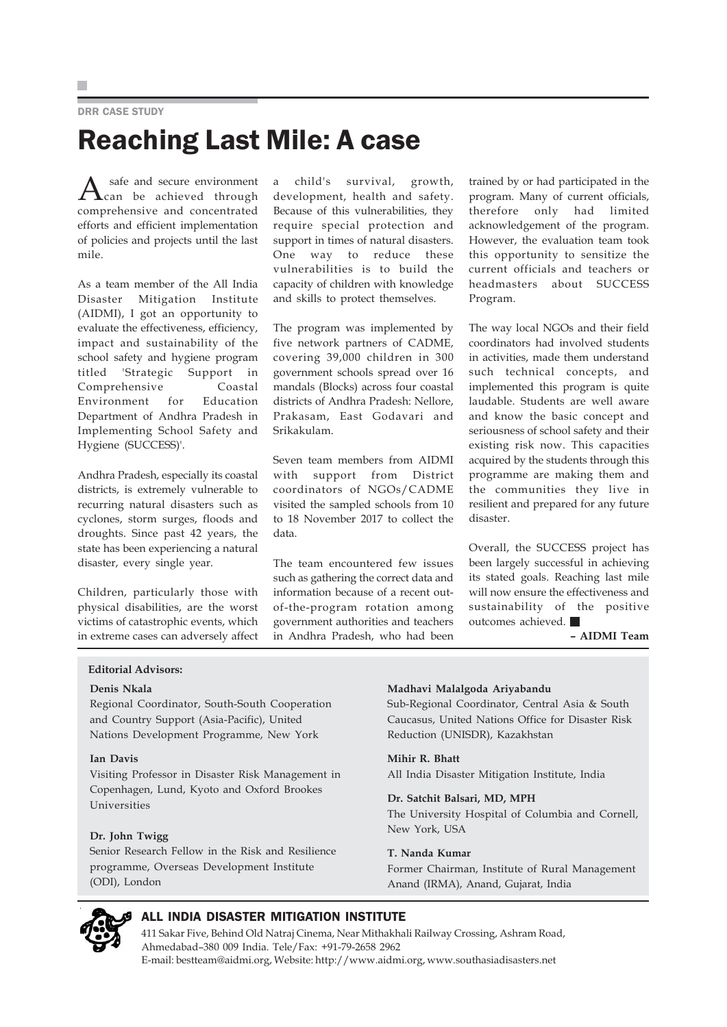DRR CASE STUDY

# Reaching Last Mile: A case

A safe and secure environment can be achieved through comprehensive and concentrated efforts and efficient implementation of policies and projects until the last mile.

As a team member of the All India Disaster Mitigation Institute (AIDMI), I got an opportunity to evaluate the effectiveness, efficiency, impact and sustainability of the school safety and hygiene program titled 'Strategic Support in Comprehensive Coastal Environment for Education Department of Andhra Pradesh in Implementing School Safety and Hygiene (SUCCESS)'.

Andhra Pradesh, especially its coastal districts, is extremely vulnerable to recurring natural disasters such as cyclones, storm surges, floods and droughts. Since past 42 years, the state has been experiencing a natural disaster, every single year.

Children, particularly those with physical disabilities, are the worst victims of catastrophic events, which in extreme cases can adversely affect a child's survival, growth, development, health and safety. Because of this vulnerabilities, they require special protection and support in times of natural disasters. One way to reduce these vulnerabilities is to build the capacity of children with knowledge and skills to protect themselves.

The program was implemented by five network partners of CADME, covering 39,000 children in 300 government schools spread over 16 mandals (Blocks) across four coastal districts of Andhra Pradesh: Nellore, Prakasam, East Godavari and Srikakulam.

Seven team members from AIDMI with support from District coordinators of NGOs/CADME visited the sampled schools from 10 to 18 November 2017 to collect the data.

The team encountered few issues such as gathering the correct data and information because of a recent out-of-the-program rotation among government authorities and teachers in Andhra Pradesh, who had been trained by or had participated in the program. Many of current officials, therefore only had limited acknowledgement of the program. However, the evaluation team took this opportunity to sensitize the current officials and teachers or headmasters about SUCCESS Program.

The way local NGOs and their field coordinators had involved students in activities, made them understand such technical concepts, and implemented this program is quite laudable. Students are well aware and know the basic concept and seriousness of school safety and their existing risk now. This capacities acquired by the students through this programme are making them and the communities they live in resilient and prepared for any future disaster.

Overall, the SUCCESS project has been largely successful in achieving its stated goals. Reaching last mile will now ensure the effectiveness and sustainability of the positive outcomes achieved. ■

**– AIDMI Team**

**Editorial Advisors:**

**Denis Nkala**
Regional Coordinator, South-South Cooperation and Country Support (Asia-Pacific), United Nations Development Programme, New York

**Ian Davis**
Visiting Professor in Disaster Risk Management in Copenhagen, Lund, Kyoto and Oxford Brookes Universities

**Dr. John Twigg**
Senior Research Fellow in the Risk and Resilience programme, Overseas Development Institute (ODI), London

**Madhavi Malalgoda Ariyabandu**
Sub-Regional Coordinator, Central Asia & South Caucasus, United Nations Office for Disaster Risk Reduction (UNISDR), Kazakhstan

**Mihir R. Bhatt**
All India Disaster Mitigation Institute, India

**Dr. Satchit Balsari, MD, MPH**
The University Hospital of Columbia and Cornell, New York, USA

**T. Nanda Kumar**
Former Chairman, Institute of Rural Management Anand (IRMA), Anand, Gujarat, India

**ALL INDIA DISASTER MITIGATION INSTITUTE**

411 Sakar Five, Behind Old Natraj Cinema, Near Mithakhali Railway Crossing, Ashram Road, Ahmedabad–380 009 India. Tele/Fax: +91-79-2658 2962
E-mail: bestteam@aidmi.org, Website: http://www.aidmi.org, www.southasiadisasters.net